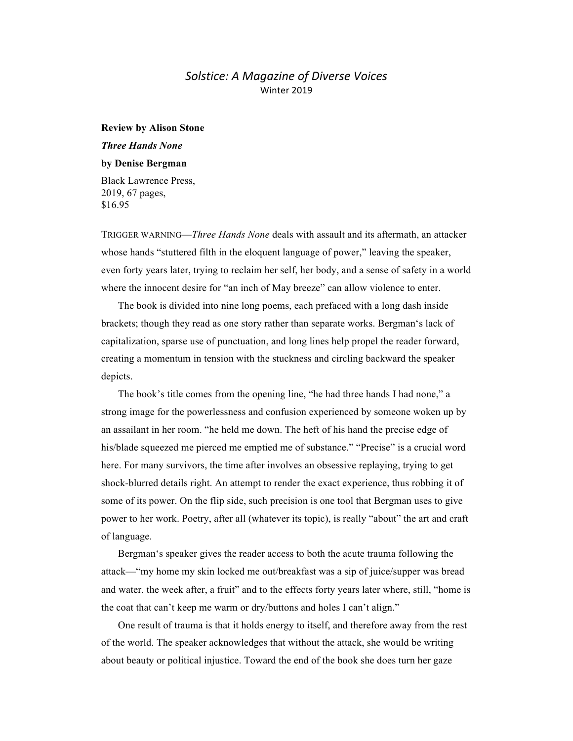*Solstice: A Magazine of Diverse Voices*
Winter 2019

**Review by Alison Stone**

***Three Hands None***

**by Denise Bergman**

Black Lawrence Press,
2019, 67 pages,
$16.95

TRIGGER WARNING—*Three Hands None* deals with assault and its aftermath, an attacker whose hands "stuttered filth in the eloquent language of power," leaving the speaker, even forty years later, trying to reclaim her self, her body, and a sense of safety in a world where the innocent desire for "an inch of May breeze" can allow violence to enter.

The book is divided into nine long poems, each prefaced with a long dash inside brackets; though they read as one story rather than separate works. Bergman's lack of capitalization, sparse use of punctuation, and long lines help propel the reader forward, creating a momentum in tension with the stuckness and circling backward the speaker depicts.

The book's title comes from the opening line, "he had three hands I had none," a strong image for the powerlessness and confusion experienced by someone woken up by an assailant in her room. "he held me down. The heft of his hand the precise edge of his/blade squeezed me pierced me emptied me of substance." "Precise" is a crucial word here. For many survivors, the time after involves an obsessive replaying, trying to get shock-blurred details right. An attempt to render the exact experience, thus robbing it of some of its power. On the flip side, such precision is one tool that Bergman uses to give power to her work. Poetry, after all (whatever its topic), is really "about" the art and craft of language.

Bergman's speaker gives the reader access to both the acute trauma following the attack—"my home my skin locked me out/breakfast was a sip of juice/supper was bread and water. the week after, a fruit" and to the effects forty years later where, still, "home is the coat that can't keep me warm or dry/buttons and holes I can't align."

One result of trauma is that it holds energy to itself, and therefore away from the rest of the world. The speaker acknowledges that without the attack, she would be writing about beauty or political injustice. Toward the end of the book she does turn her gaze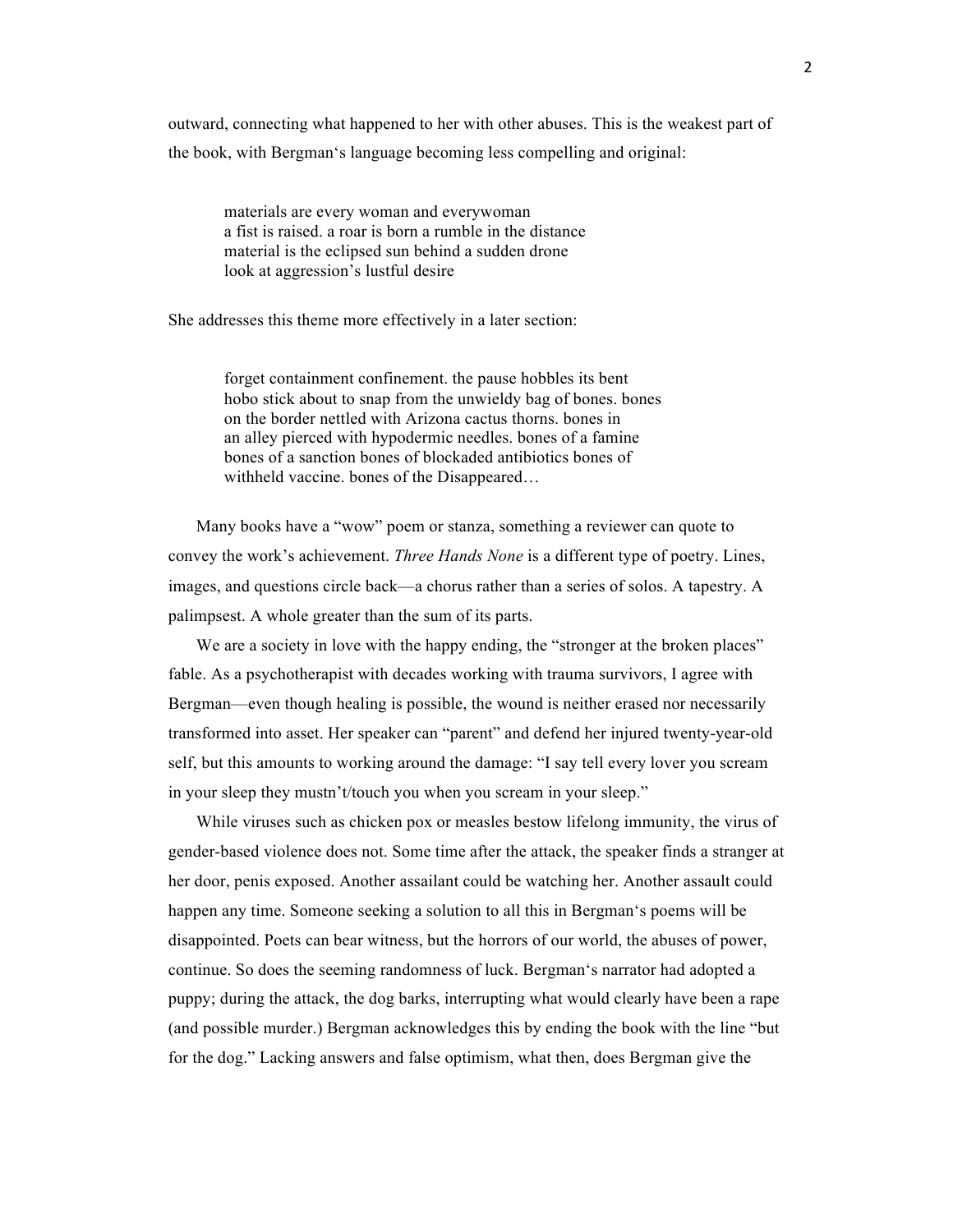outward, connecting what happened to her with other abuses. This is the weakest part of the book, with Bergman's language becoming less compelling and original:

> materials are every woman and everywoman  
> a fist is raised. a roar is born a rumble in the distance  
> material is the eclipsed sun behind a sudden drone  
> look at aggression's lustful desire

She addresses this theme more effectively in a later section:

> forget containment confinement. the pause hobbles its bent  
> hobo stick about to snap from the unwieldy bag of bones. bones  
> on the border nettled with Arizona cactus thorns. bones in  
> an alley pierced with hypodermic needles. bones of a famine  
> bones of a sanction bones of blockaded antibiotics bones of  
> withheld vaccine. bones of the Disappeared…

Many books have a "wow" poem or stanza, something a reviewer can quote to convey the work's achievement. *Three Hands None* is a different type of poetry. Lines, images, and questions circle back—a chorus rather than a series of solos. A tapestry. A palimpsest. A whole greater than the sum of its parts.

We are a society in love with the happy ending, the "stronger at the broken places" fable. As a psychotherapist with decades working with trauma survivors, I agree with Bergman—even though healing is possible, the wound is neither erased nor necessarily transformed into asset. Her speaker can "parent" and defend her injured twenty-year-old self, but this amounts to working around the damage: "I say tell every lover you scream in your sleep they mustn't/touch you when you scream in your sleep."

While viruses such as chicken pox or measles bestow lifelong immunity, the virus of gender-based violence does not. Some time after the attack, the speaker finds a stranger at her door, penis exposed. Another assailant could be watching her. Another assault could happen any time. Someone seeking a solution to all this in Bergman's poems will be disappointed. Poets can bear witness, but the horrors of our world, the abuses of power, continue. So does the seeming randomness of luck. Bergman's narrator had adopted a puppy; during the attack, the dog barks, interrupting what would clearly have been a rape (and possible murder.) Bergman acknowledges this by ending the book with the line "but for the dog." Lacking answers and false optimism, what then, does Bergman give the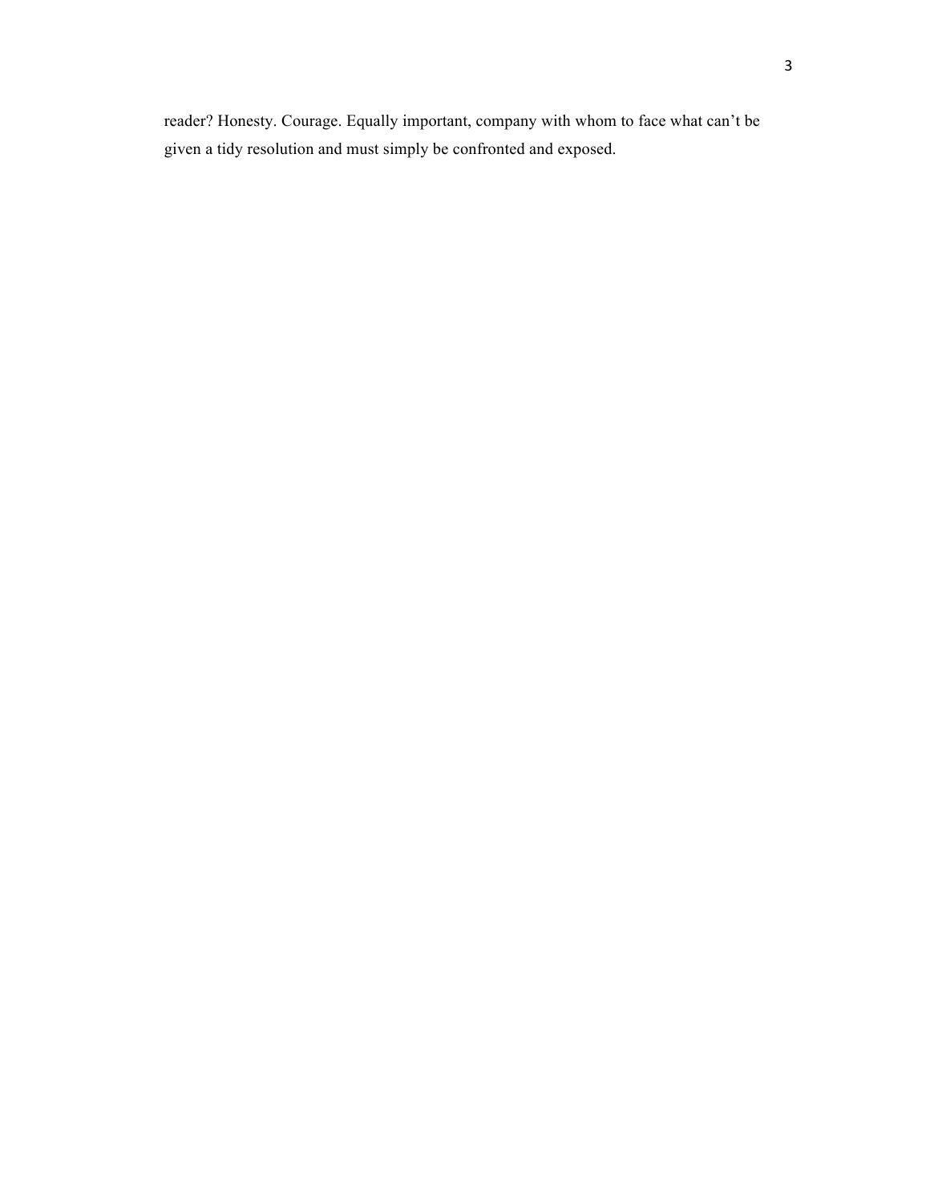reader? Honesty. Courage. Equally important, company with whom to face what can't be given a tidy resolution and must simply be confronted and exposed.